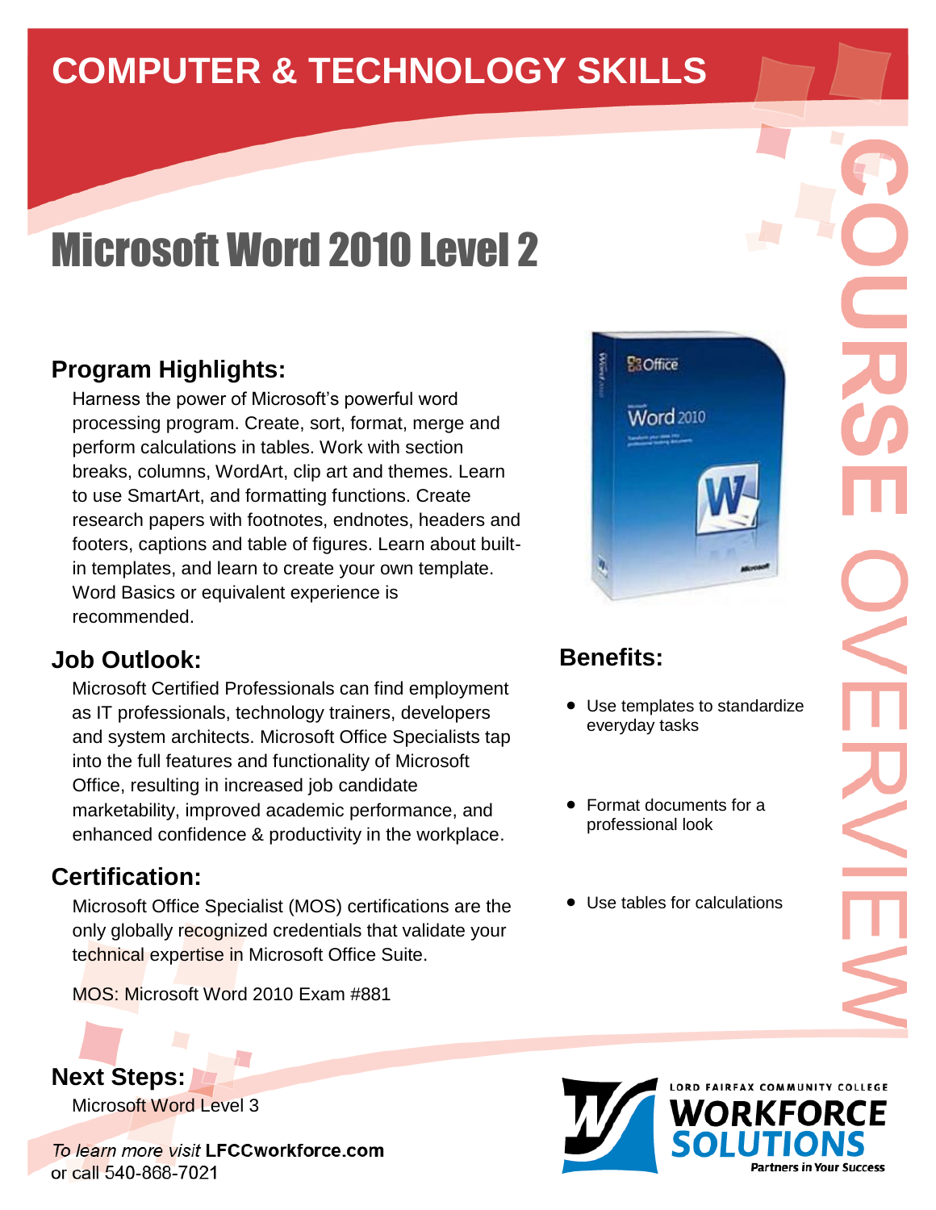# COMPUTER & TECHNOLOGY SKILLS

# Microsoft Word 2010 Level 2

## Program Highlights:

Harness the power of Microsoft's powerful word processing program. Create, sort, format, merge and perform calculations in tables. Work with section breaks, columns, WordArt, clip art and themes. Learn to use SmartArt, and formatting functions. Create research papers with footnotes, endnotes, headers and footers, captions and table of figures. Learn about built-in templates, and learn to create your own template. Word Basics or equivalent experience is recommended.

## Job Outlook:

Microsoft Certified Professionals can find employment as IT professionals, technology trainers, developers and system architects. Microsoft Office Specialists tap into the full features and functionality of Microsoft Office, resulting in increased job candidate marketability, improved academic performance, and enhanced confidence & productivity in the workplace.

## Certification:

Microsoft Office Specialist (MOS) certifications are the only globally recognized credentials that validate your technical expertise in Microsoft Office Suite.

MOS: Microsoft Word 2010 Exam #881

## Benefits:

- Use templates to standardize everyday tasks
- Format documents for a professional look
- Use tables for calculations

## Next Steps:

Microsoft Word Level 3

*To learn more visit* **LFCCworkforce.com** or call 540-868-7021

COURSE OVERVIEW

LORD FAIRFAX COMMUNITY COLLEGE WORKFORCE SOLUTIONS Partners in Your Success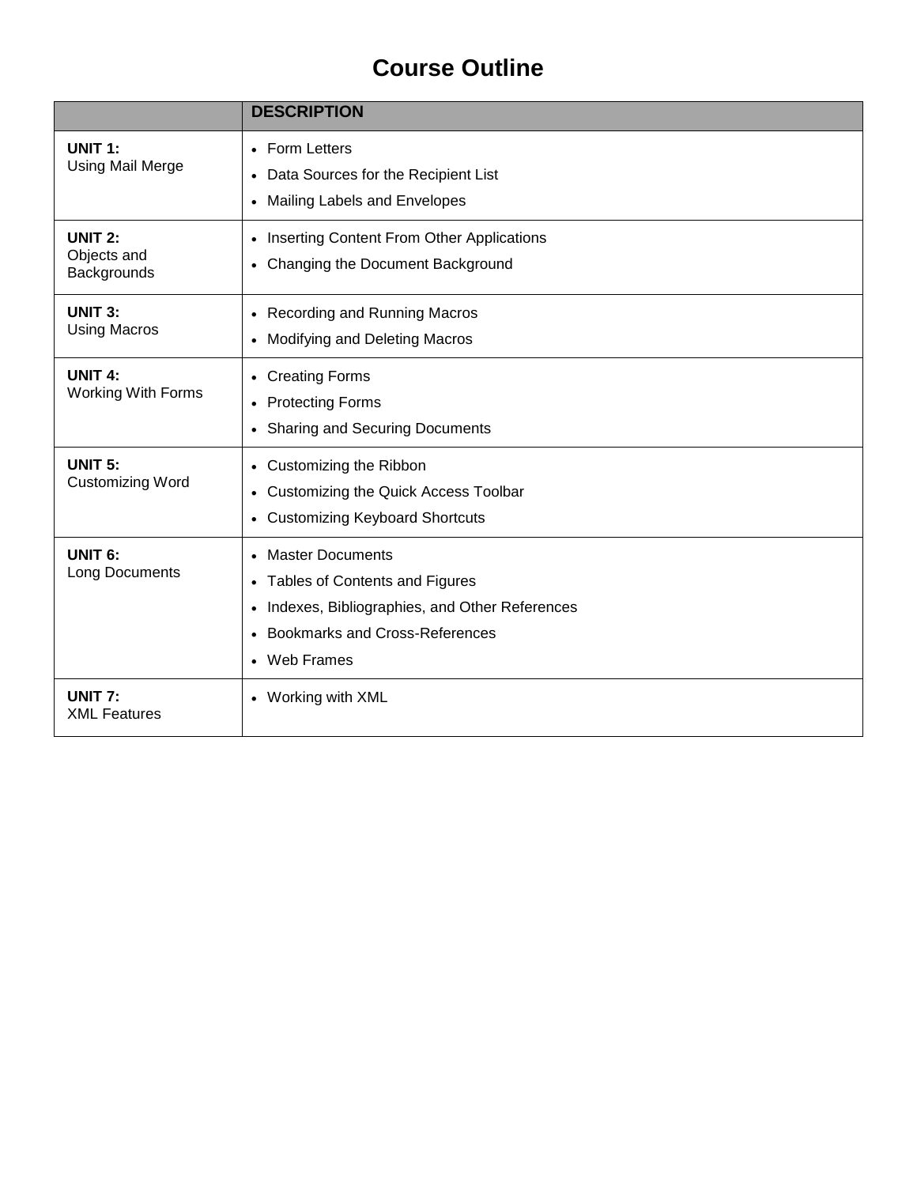# Course Outline

| | DESCRIPTION |
|---|---|
| **UNIT 1:** Using Mail Merge | • Form Letters<br>• Data Sources for the Recipient List<br>• Mailing Labels and Envelopes |
| **UNIT 2:** Objects and Backgrounds | • Inserting Content From Other Applications<br>• Changing the Document Background |
| **UNIT 3:** Using Macros | • Recording and Running Macros<br>• Modifying and Deleting Macros |
| **UNIT 4:** Working With Forms | • Creating Forms<br>• Protecting Forms<br>• Sharing and Securing Documents |
| **UNIT 5:** Customizing Word | • Customizing the Ribbon<br>• Customizing the Quick Access Toolbar<br>• Customizing Keyboard Shortcuts |
| **UNIT 6:** Long Documents | • Master Documents<br>• Tables of Contents and Figures<br>• Indexes, Bibliographies, and Other References<br>• Bookmarks and Cross-References<br>• Web Frames |
| **UNIT 7:** XML Features | • Working with XML |